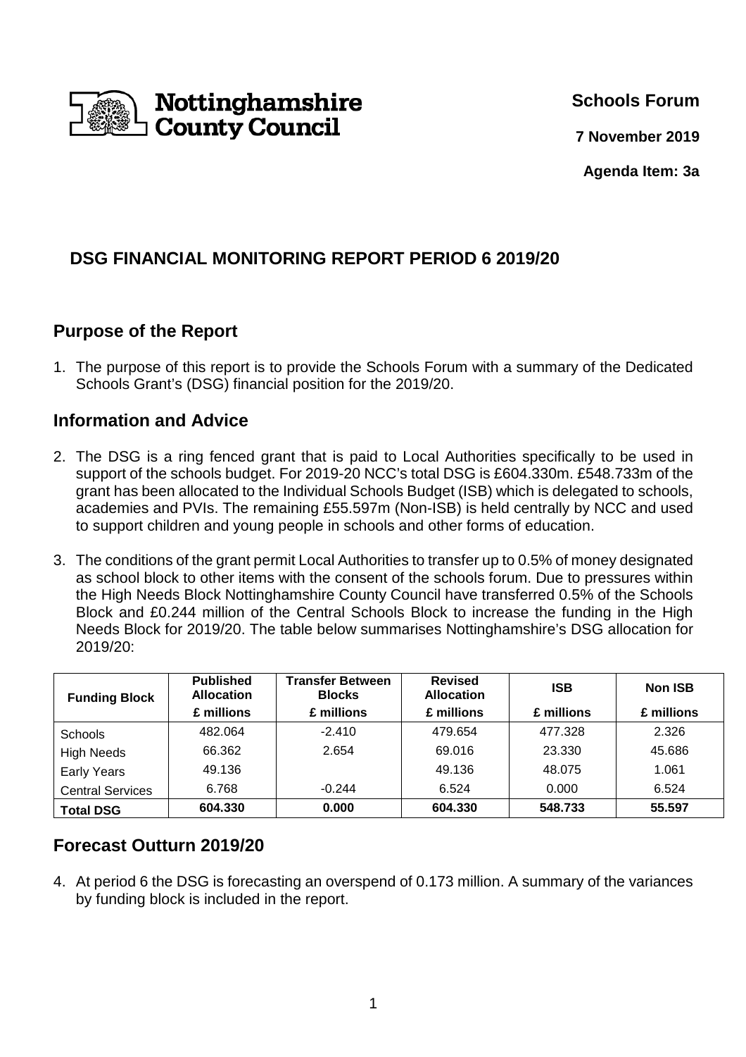Nottinghamshire County Council

**Schools Forum**

**7 November 2019**

**Agenda Item: 3a**

# DSG FINANCIAL MONITORING REPORT PERIOD 6 2019/20

## Purpose of the Report

1. The purpose of this report is to provide the Schools Forum with a summary of the Dedicated Schools Grant's (DSG) financial position for the 2019/20.

## Information and Advice

2. The DSG is a ring fenced grant that is paid to Local Authorities specifically to be used in support of the schools budget. For 2019-20 NCC's total DSG is £604.330m. £548.733m of the grant has been allocated to the Individual Schools Budget (ISB) which is delegated to schools, academies and PVIs. The remaining £55.597m (Non-ISB) is held centrally by NCC and used to support children and young people in schools and other forms of education.

3. The conditions of the grant permit Local Authorities to transfer up to 0.5% of money designated as school block to other items with the consent of the schools forum. Due to pressures within the High Needs Block Nottinghamshire County Council have transferred 0.5% of the Schools Block and £0.244 million of the Central Schools Block to increase the funding in the High Needs Block for 2019/20. The table below summarises Nottinghamshire's DSG allocation for 2019/20:

| Funding Block | Published Allocation | Transfer Between Blocks | Revised Allocation | ISB | Non ISB |
|---|---|---|---|---|---|
| | £ millions | £ millions | £ millions | £ millions | £ millions |
| Schools | 482.064 | -2.410 | 479.654 | 477.328 | 2.326 |
| High Needs | 66.362 | 2.654 | 69.016 | 23.330 | 45.686 |
| Early Years | 49.136 | | 49.136 | 48.075 | 1.061 |
| Central Services | 6.768 | -0.244 | 6.524 | 0.000 | 6.524 |
| **Total DSG** | **604.330** | **0.000** | **604.330** | **548.733** | **55.597** |

## Forecast Outturn 2019/20

4. At period 6 the DSG is forecasting an overspend of 0.173 million. A summary of the variances by funding block is included in the report.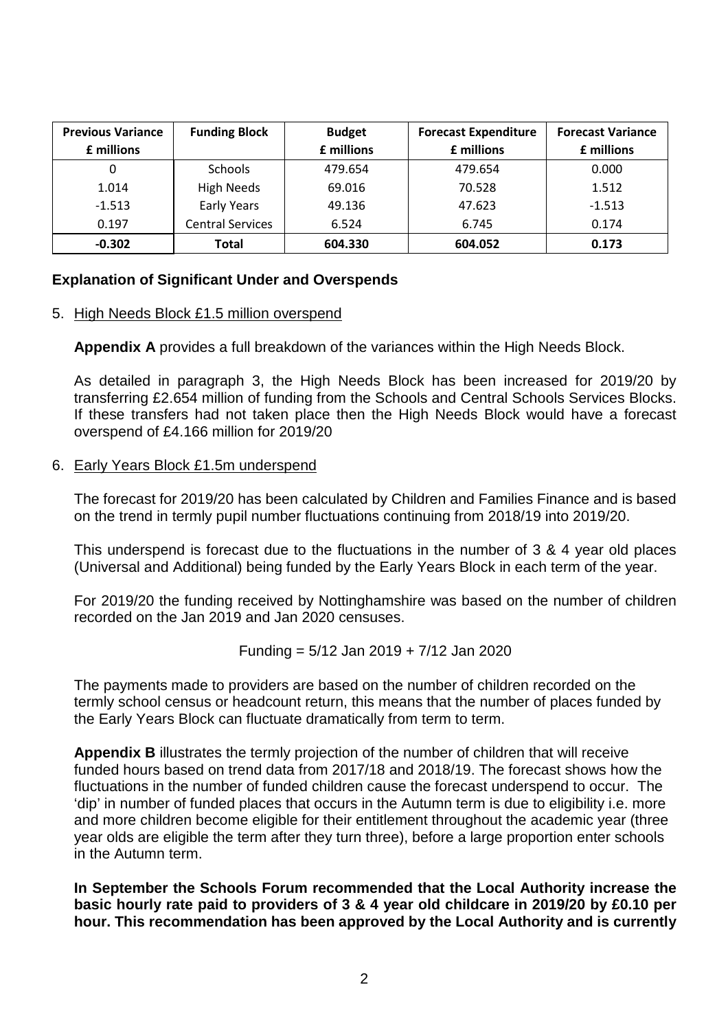| Previous Variance £ millions | Funding Block | Budget £ millions | Forecast Expenditure £ millions | Forecast Variance £ millions |
|---|---|---|---|---|
| 0 | Schools | 479.654 | 479.654 | 0.000 |
| 1.014 | High Needs | 69.016 | 70.528 | 1.512 |
| -1.513 | Early Years | 49.136 | 47.623 | -1.513 |
| 0.197 | Central Services | 6.524 | 6.745 | 0.174 |
| **-0.302** | **Total** | **604.330** | **604.052** | **0.173** |

**Explanation of Significant Under and Overspends**

5. High Needs Block £1.5 million overspend

   **Appendix A** provides a full breakdown of the variances within the High Needs Block.

   As detailed in paragraph 3, the High Needs Block has been increased for 2019/20 by transferring £2.654 million of funding from the Schools and Central Schools Services Blocks. If these transfers had not taken place then the High Needs Block would have a forecast overspend of £4.166 million for 2019/20

6. Early Years Block £1.5m underspend

   The forecast for 2019/20 has been calculated by Children and Families Finance and is based on the trend in termly pupil number fluctuations continuing from 2018/19 into 2019/20.

   This underspend is forecast due to the fluctuations in the number of 3 & 4 year old places (Universal and Additional) being funded by the Early Years Block in each term of the year.

   For 2019/20 the funding received by Nottinghamshire was based on the number of children recorded on the Jan 2019 and Jan 2020 censuses.

   Funding = 5/12 Jan 2019 + 7/12 Jan 2020

   The payments made to providers are based on the number of children recorded on the termly school census or headcount return, this means that the number of places funded by the Early Years Block can fluctuate dramatically from term to term.

   **Appendix B** illustrates the termly projection of the number of children that will receive funded hours based on trend data from 2017/18 and 2018/19. The forecast shows how the fluctuations in the number of funded children cause the forecast underspend to occur. The 'dip' in number of funded places that occurs in the Autumn term is due to eligibility i.e. more and more children become eligible for their entitlement throughout the academic year (three year olds are eligible the term after they turn three), before a large proportion enter schools in the Autumn term.

   **In September the Schools Forum recommended that the Local Authority increase the basic hourly rate paid to providers of 3 & 4 year old childcare in 2019/20 by £0.10 per hour. This recommendation has been approved by the Local Authority and is currently**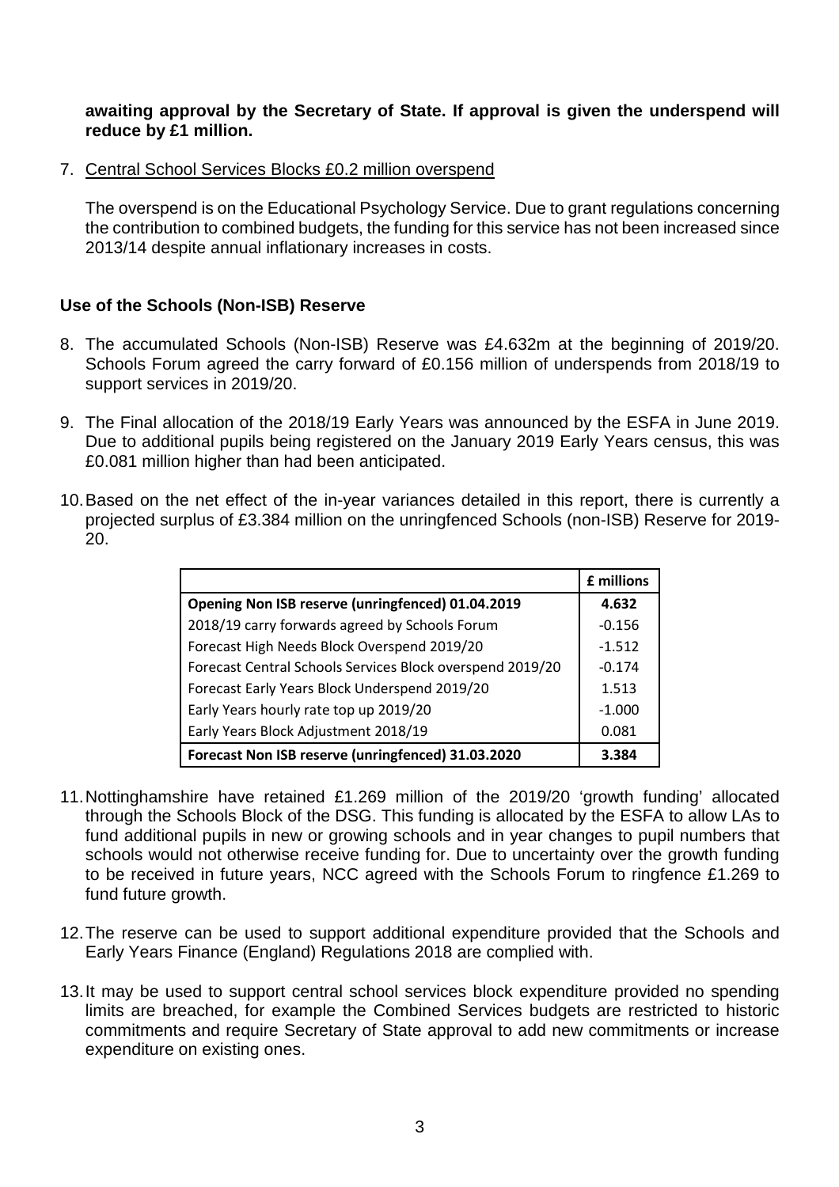**awaiting approval by the Secretary of State. If approval is given the underspend will reduce by £1 million.**

7. Central School Services Blocks £0.2 million overspend

   The overspend is on the Educational Psychology Service. Due to grant regulations concerning the contribution to combined budgets, the funding for this service has not been increased since 2013/14 despite annual inflationary increases in costs.

### Use of the Schools (Non-ISB) Reserve

8. The accumulated Schools (Non-ISB) Reserve was £4.632m at the beginning of 2019/20. Schools Forum agreed the carry forward of £0.156 million of underspends from 2018/19 to support services in 2019/20.

9. The Final allocation of the 2018/19 Early Years was announced by the ESFA in June 2019. Due to additional pupils being registered on the January 2019 Early Years census, this was £0.081 million higher than had been anticipated.

10. Based on the net effect of the in-year variances detailed in this report, there is currently a projected surplus of £3.384 million on the unringfenced Schools (non-ISB) Reserve for 2019-20.

| | **£ millions** |
|---|---|
| **Opening Non ISB reserve (unringfenced) 01.04.2019** | **4.632** |
| 2018/19 carry forwards agreed by Schools Forum | -0.156 |
| Forecast High Needs Block Overspend 2019/20 | -1.512 |
| Forecast Central Schools Services Block overspend 2019/20 | -0.174 |
| Forecast Early Years Block Underspend 2019/20 | 1.513 |
| Early Years hourly rate top up 2019/20 | -1.000 |
| Early Years Block Adjustment 2018/19 | 0.081 |
| **Forecast Non ISB reserve (unringfenced) 31.03.2020** | **3.384** |

11. Nottinghamshire have retained £1.269 million of the 2019/20 'growth funding' allocated through the Schools Block of the DSG. This funding is allocated by the ESFA to allow LAs to fund additional pupils in new or growing schools and in year changes to pupil numbers that schools would not otherwise receive funding for. Due to uncertainty over the growth funding to be received in future years, NCC agreed with the Schools Forum to ringfence £1.269 to fund future growth.

12. The reserve can be used to support additional expenditure provided that the Schools and Early Years Finance (England) Regulations 2018 are complied with.

13. It may be used to support central school services block expenditure provided no spending limits are breached, for example the Combined Services budgets are restricted to historic commitments and require Secretary of State approval to add new commitments or increase expenditure on existing ones.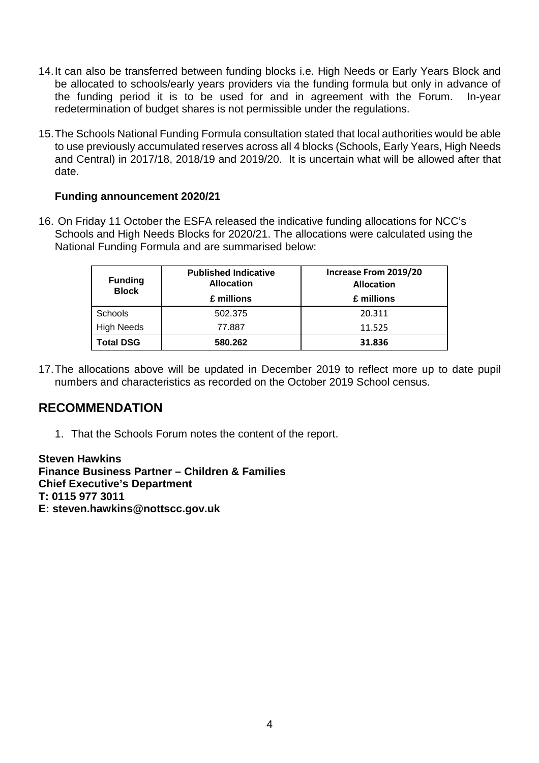14. It can also be transferred between funding blocks i.e. High Needs or Early Years Block and be allocated to schools/early years providers via the funding formula but only in advance of the funding period it is to be used for and in agreement with the Forum. In-year redetermination of budget shares is not permissible under the regulations.

15. The Schools National Funding Formula consultation stated that local authorities would be able to use previously accumulated reserves across all 4 blocks (Schools, Early Years, High Needs and Central) in 2017/18, 2018/19 and 2019/20. It is uncertain what will be allowed after that date.

**Funding announcement 2020/21**

16. On Friday 11 October the ESFA released the indicative funding allocations for NCC's Schools and High Needs Blocks for 2020/21. The allocations were calculated using the National Funding Formula and are summarised below:

| Funding Block | Published Indicative Allocation £ millions | Increase From 2019/20 Allocation £ millions |
|---|---|---|
| Schools | 502.375 | 20.311 |
| High Needs | 77.887 | 11.525 |
| **Total DSG** | **580.262** | **31.836** |

17. The allocations above will be updated in December 2019 to reflect more up to date pupil numbers and characteristics as recorded on the October 2019 School census.

## RECOMMENDATION

1. That the Schools Forum notes the content of the report.

**Steven Hawkins**
**Finance Business Partner – Children & Families**
**Chief Executive's Department**
**T: 0115 977 3011**
**E: steven.hawkins@nottscc.gov.uk**